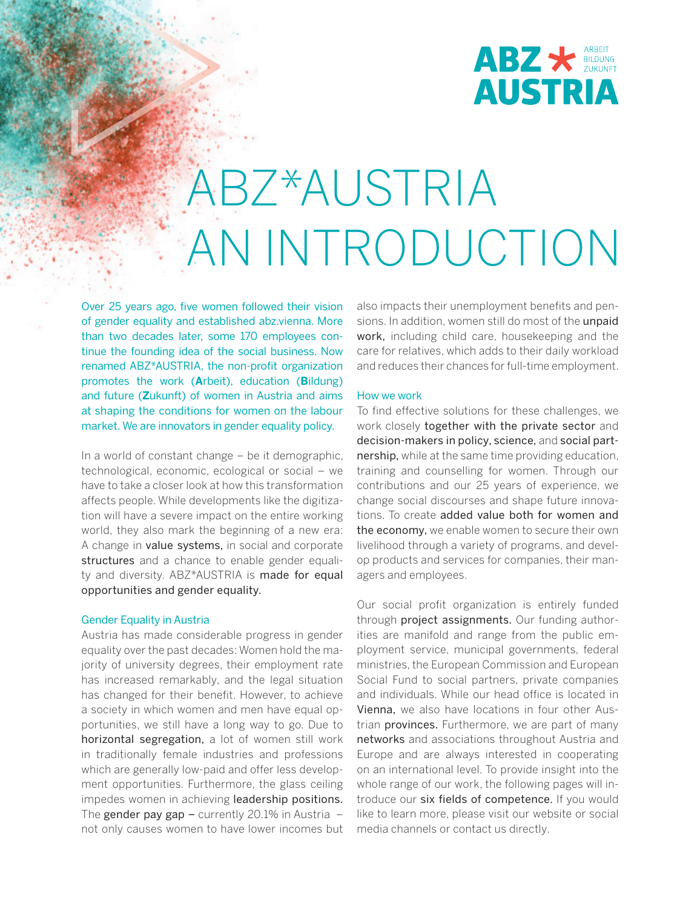# ABZ*AUSTRIA AN INTRODUCTION

Over 25 years ago, five women followed their vision of gender equality and established abz.vienna. More than two decades later, some 170 employees continue the founding idea of the social business. Now renamed ABZ*AUSTRIA, the non-profit organization promotes the work (**A**rbeit), education (**B**ildung) and future (**Z**ukunft) of women in Austria and aims at shaping the conditions for women on the labour market. We are innovators in gender equality policy.

In a world of constant change – be it demographic, technological, economic, ecological or social – we have to take a closer look at how this transformation affects people. While developments like the digitization will have a severe impact on the entire working world, they also mark the beginning of a new era: A change in value systems, in social and corporate structures and a chance to enable gender equality and diversity. ABZ*AUSTRIA is made for equal opportunities and gender equality.

## Gender Equality in Austria

Austria has made considerable progress in gender equality over the past decades: Women hold the majority of university degrees, their employment rate has increased remarkably, and the legal situation has changed for their benefit. However, to achieve a society in which women and men have equal opportunities, we still have a long way to go. Due to horizontal segregation, a lot of women still work in traditionally female industries and professions which are generally low-paid and offer less development opportunities. Furthermore, the glass ceiling impedes women in achieving leadership positions. The gender pay gap – currently 20.1% in Austria – not only causes women to have lower incomes but also impacts their unemployment benefits and pensions. In addition, women still do most of the unpaid work, including child care, housekeeping and the care for relatives, which adds to their daily workload and reduces their chances for full-time employment.

## How we work

To find effective solutions for these challenges, we work closely together with the private sector and decision-makers in policy, science, and social partnership, while at the same time providing education, training and counselling for women. Through our contributions and our 25 years of experience, we change social discourses and shape future innovations. To create added value both for women and the economy, we enable women to secure their own livelihood through a variety of programs, and develop products and services for companies, their managers and employees.

Our social profit organization is entirely funded through project assignments. Our funding authorities are manifold and range from the public employment service, municipal governments, federal ministries, the European Commission and European Social Fund to social partners, private companies and individuals. While our head office is located in Vienna, we also have locations in four other Austrian provinces. Furthermore, we are part of many networks and associations throughout Austria and Europe and are always interested in cooperating on an international level. To provide insight into the whole range of our work, the following pages will introduce our six fields of competence. If you would like to learn more, please visit our website or social media channels or contact us directly.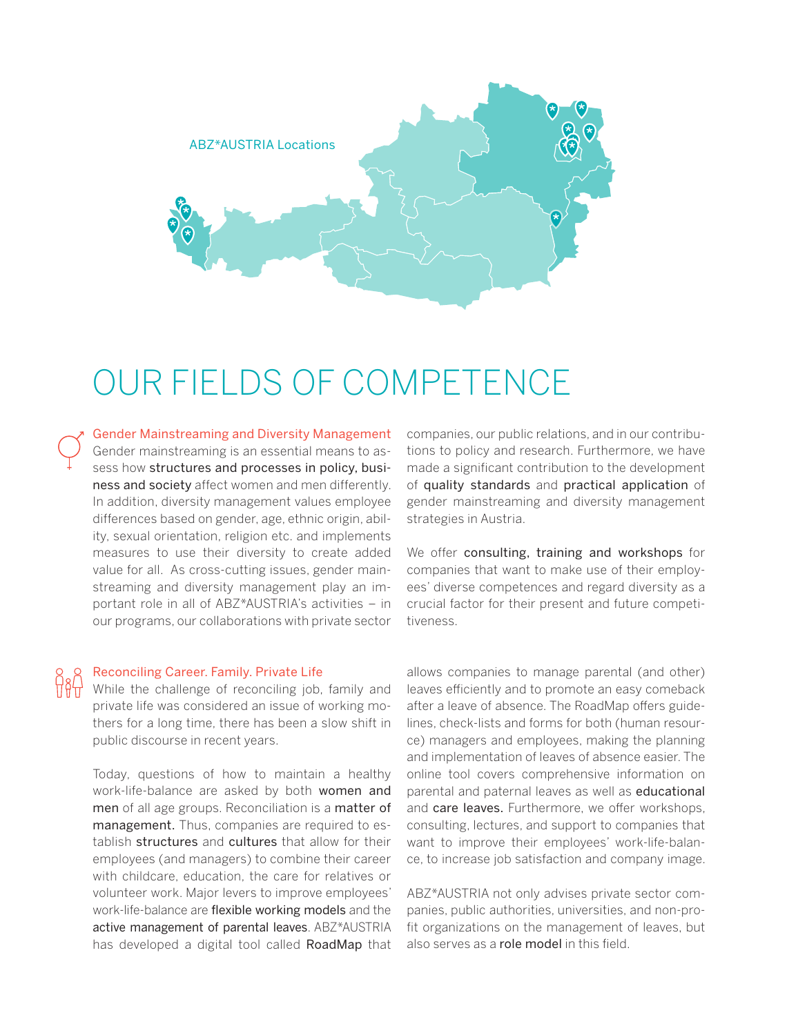ABZ*AUSTRIA Locations

# OUR FIELDS OF COMPETENCE

## Gender Mainstreaming and Diversity Management

Gender mainstreaming is an essential means to assess how structures and processes in policy, business and society affect women and men differently. In addition, diversity management values employee differences based on gender, age, ethnic origin, ability, sexual orientation, religion etc. and implements measures to use their diversity to create added value for all. As cross-cutting issues, gender mainstreaming and diversity management play an important role in all of ABZ*AUSTRIA's activities – in our programs, our collaborations with private sector companies, our public relations, and in our contributions to policy and research. Furthermore, we have made a significant contribution to the development of quality standards and practical application of gender mainstreaming and diversity management strategies in Austria.

We offer consulting, training and workshops for companies that want to make use of their employees' diverse competences and regard diversity as a crucial factor for their present and future competitiveness.

## Reconciling Career. Family. Private Life

While the challenge of reconciling job, family and private life was considered an issue of working mothers for a long time, there has been a slow shift in public discourse in recent years.

Today, questions of how to maintain a healthy work-life-balance are asked by both women and men of all age groups. Reconciliation is a matter of management. Thus, companies are required to establish structures and cultures that allow for their employees (and managers) to combine their career with childcare, education, the care for relatives or volunteer work. Major levers to improve employees' work-life-balance are flexible working models and the active management of parental leaves. ABZ*AUSTRIA has developed a digital tool called RoadMap that allows companies to manage parental (and other) leaves efficiently and to promote an easy comeback after a leave of absence. The RoadMap offers guidelines, check-lists and forms for both (human resource) managers and employees, making the planning and implementation of leaves of absence easier. The online tool covers comprehensive information on parental and paternal leaves as well as educational and care leaves. Furthermore, we offer workshops, consulting, lectures, and support to companies that want to improve their employees' work-life-balance, to increase job satisfaction and company image.

ABZ*AUSTRIA not only advises private sector companies, public authorities, universities, and non-profit organizations on the management of leaves, but also serves as a role model in this field.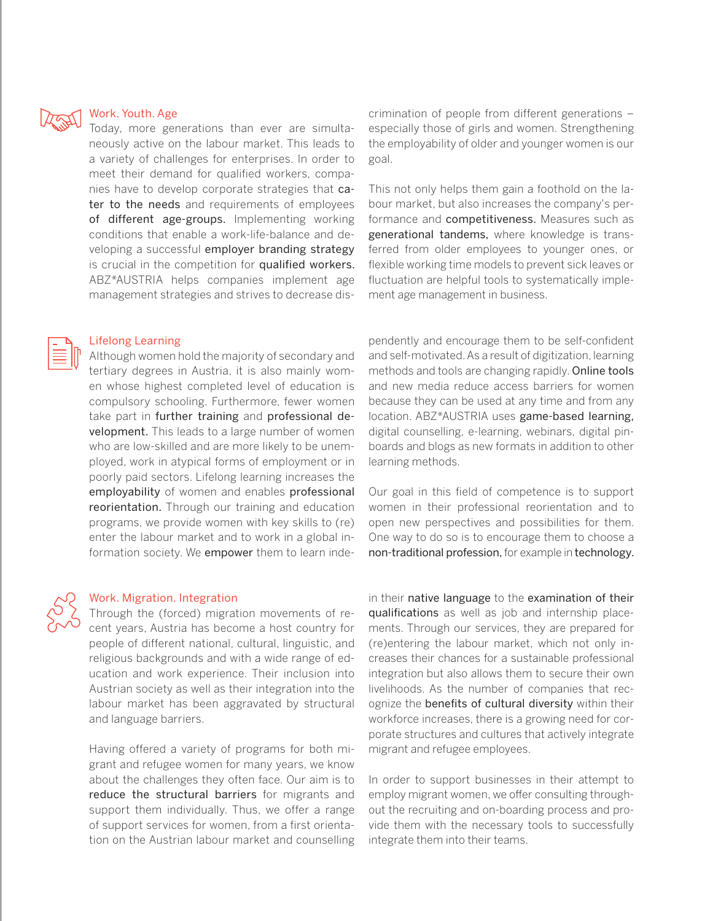## Work. Youth. Age

Today, more generations than ever are simultaneously active on the labour market. This leads to a variety of challenges for enterprises. In order to meet their demand for qualified workers, companies have to develop corporate strategies that cater to the needs and requirements of employees of different age-groups. Implementing working conditions that enable a work-life-balance and developing a successful employer branding strategy is crucial in the competition for qualified workers. ABZ*AUSTRIA helps companies implement age management strategies and strives to decrease discrimination of people from different generations – especially those of girls and women. Strengthening the employability of older and younger women is our goal.

This not only helps them gain a foothold on the labour market, but also increases the company's performance and competitiveness. Measures such as generational tandems, where knowledge is transferred from older employees to younger ones, or flexible working time models to prevent sick leaves or fluctuation are helpful tools to systematically implement age management in business.

## Lifelong Learning

Although women hold the majority of secondary and tertiary degrees in Austria, it is also mainly women whose highest completed level of education is compulsory schooling. Furthermore, fewer women take part in further training and professional development. This leads to a large number of women who are low-skilled and are more likely to be unemployed, work in atypical forms of employment or in poorly paid sectors. Lifelong learning increases the employability of women and enables professional reorientation. Through our training and education programs, we provide women with key skills to (re) enter the labour market and to work in a global information society. We empower them to learn independently and encourage them to be self-confident and self-motivated. As a result of digitization, learning methods and tools are changing rapidly. Online tools and new media reduce access barriers for women because they can be used at any time and from any location. ABZ*AUSTRIA uses game-based learning, digital counselling, e-learning, webinars, digital pinboards and blogs as new formats in addition to other learning methods.

Our goal in this field of competence is to support women in their professional reorientation and to open new perspectives and possibilities for them. One way to do so is to encourage them to choose a non-traditional profession, for example in technology.

## Work. Migration. Integration

Through the (forced) migration movements of recent years, Austria has become a host country for people of different national, cultural, linguistic, and religious backgrounds and with a wide range of education and work experience. Their inclusion into Austrian society as well as their integration into the labour market has been aggravated by structural and language barriers.

Having offered a variety of programs for both migrant and refugee women for many years, we know about the challenges they often face. Our aim is to reduce the structural barriers for migrants and support them individually. Thus, we offer a range of support services for women, from a first orientation on the Austrian labour market and counselling in their native language to the examination of their qualifications as well as job and internship placements. Through our services, they are prepared for (re)entering the labour market, which not only increases their chances for a sustainable professional integration but also allows them to secure their own livelihoods. As the number of companies that recognize the benefits of cultural diversity within their workforce increases, there is a growing need for corporate structures and cultures that actively integrate migrant and refugee employees.

In order to support businesses in their attempt to employ migrant women, we offer consulting throughout the recruiting and on-boarding process and provide them with the necessary tools to successfully integrate them into their teams.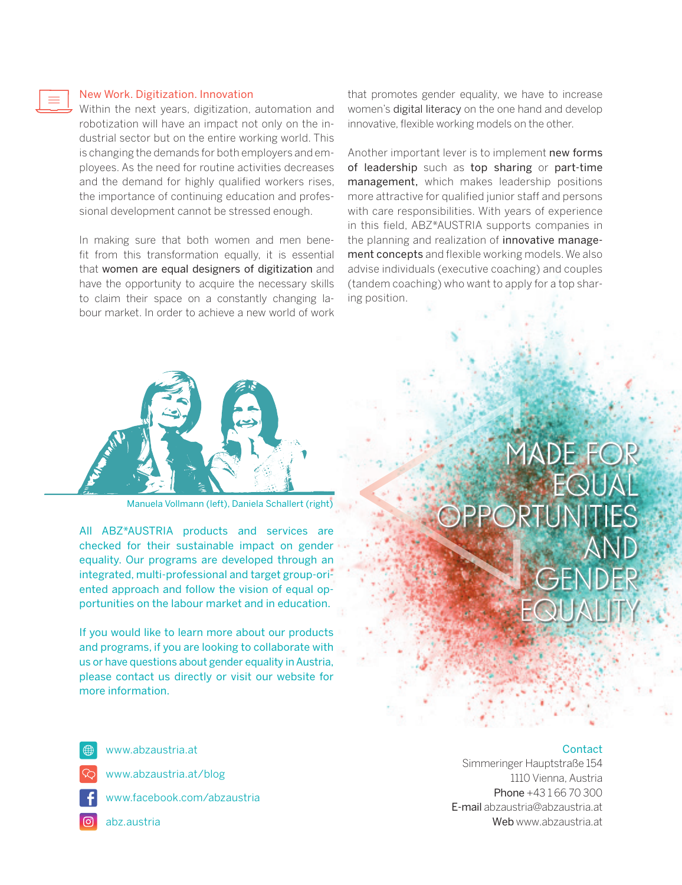## New Work. Digitization. Innovation

Within the next years, digitization, automation and robotization will have an impact not only on the industrial sector but on the entire working world. This is changing the demands for both employers and employees. As the need for routine activities decreases and the demand for highly qualified workers rises, the importance of continuing education and professional development cannot be stressed enough.

In making sure that both women and men benefit from this transformation equally, it is essential that women are equal designers of digitization and have the opportunity to acquire the necessary skills to claim their space on a constantly changing labour market. In order to achieve a new world of work that promotes gender equality, we have to increase women's digital literacy on the one hand and develop innovative, flexible working models on the other.

Another important lever is to implement new forms of leadership such as top sharing or part-time management, which makes leadership positions more attractive for qualified junior staff and persons with care responsibilities. With years of experience in this field, ABZ*AUSTRIA supports companies in the planning and realization of innovative management concepts and flexible working models. We also advise individuals (executive coaching) and couples (tandem coaching) who want to apply for a top sharing position.

Manuela Vollmann (left), Daniela Schallert (right)

All ABZ*AUSTRIA products and services are checked for their sustainable impact on gender equality. Our programs are developed through an integrated, multi-professional and target group-oriented approach and follow the vision of equal opportunities on the labour market and in education.

If you would like to learn more about our products and programs, if you are looking to collaborate with us or have questions about gender equality in Austria, please contact us directly or visit our website for more information.

MADE FOR EQUAL OPPORTUNITIES AND GENDER EQUALITY

www.abzaustria.at
www.abzaustria.at/blog
www.facebook.com/abzaustria
abz.austria

**Contact**
Simmeringer Hauptstraße 154
1110 Vienna, Austria
Phone +43 1 66 70 300
E-mail abzaustria@abzaustria.at
Web www.abzaustria.at